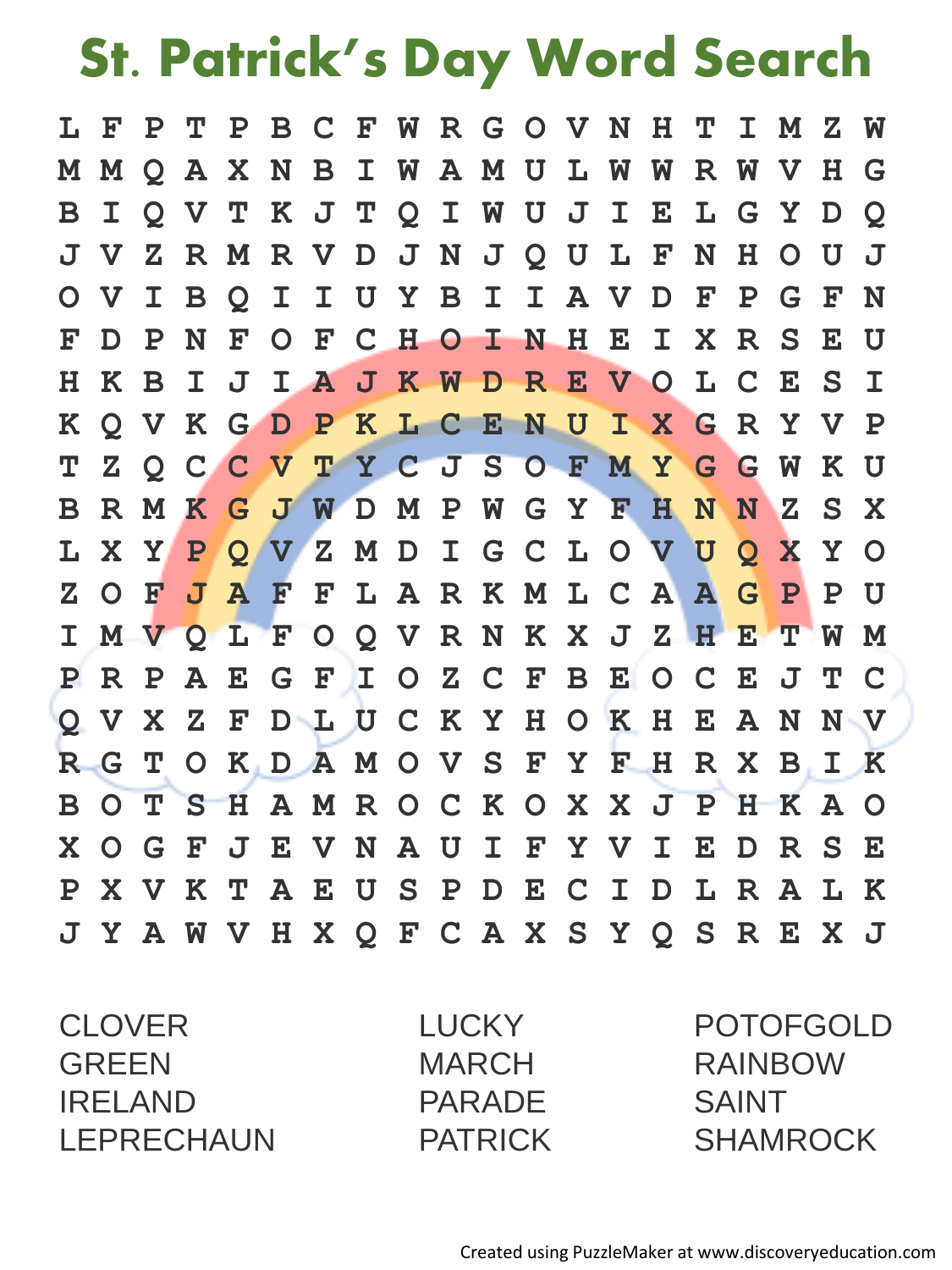# St. Patrick's Day Word Search

```
L F P T P B C F W R G O V N H T I M Z W
M M Q A X N B I W A M U L W W R W V H G
B I Q V T K J T Q I W U J I E L G Y D Q
J V Z R M R V D J N J Q U L F N H O U J
O V I B Q I I U Y B I I A V D F P G F N
F D P N F O F C H O I N H E I X R S E U
H K B I J I A J K W D R E V O L C E S I
K Q V K G D P K L C E N U I X G R Y V P
T Z Q C C V T Y C J S O F M Y G G W K U
B R M K G J W D M P W G Y F H N N Z S X
L X Y P Q V Z M D I G C L O V U Q X Y O
Z O F J A F F L A R K M L C A A G P P U
I M V Q L F O Q V R N K X J Z H E T W M
P R P A E G F I O Z C F B E O C E J T C
Q V X Z F D L U C K Y H O K H E A N N V
R G T O K D A M O V S F Y F H R X B I K
B O T S H A M R O C K O X X J P H K A O
X O G F J E V N A U I F Y V I E D R S E
P X V K T A E U S P D E C I D L R A L K
J Y A W V H X Q F C A X S Y Q S R E X J
```

| | | |
|---|---|---|
| CLOVER | LUCKY | POTOFGOLD |
| GREEN | MARCH | RAINBOW |
| IRELAND | PARADE | SAINT |
| LEPRECHAUN | PATRICK | SHAMROCK |

Created using PuzzleMaker at www.discoveryeducation.com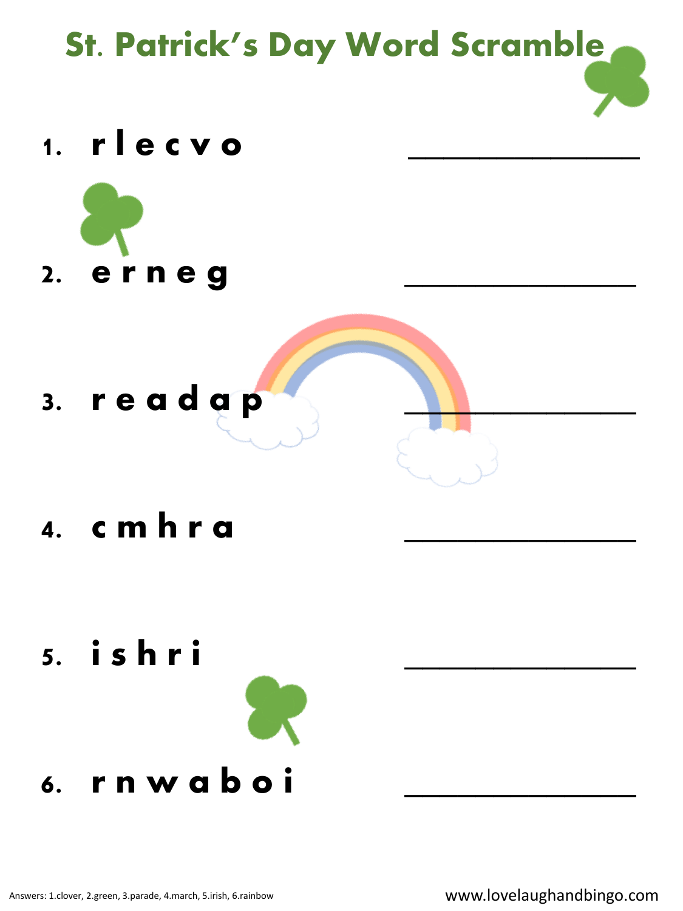# St. Patrick's Day Word Scramble

1. r l e c v o ________________

2. e r n e g ________________

3. r e a d a p ________________

4. c m h r a ________________

5. i s h r i ________________

6. r n w a b o i ________________

Answers: 1.clover, 2.green, 3.parade, 4.march, 5.irish, 6.rainbow

www.lovelaughandbingo.com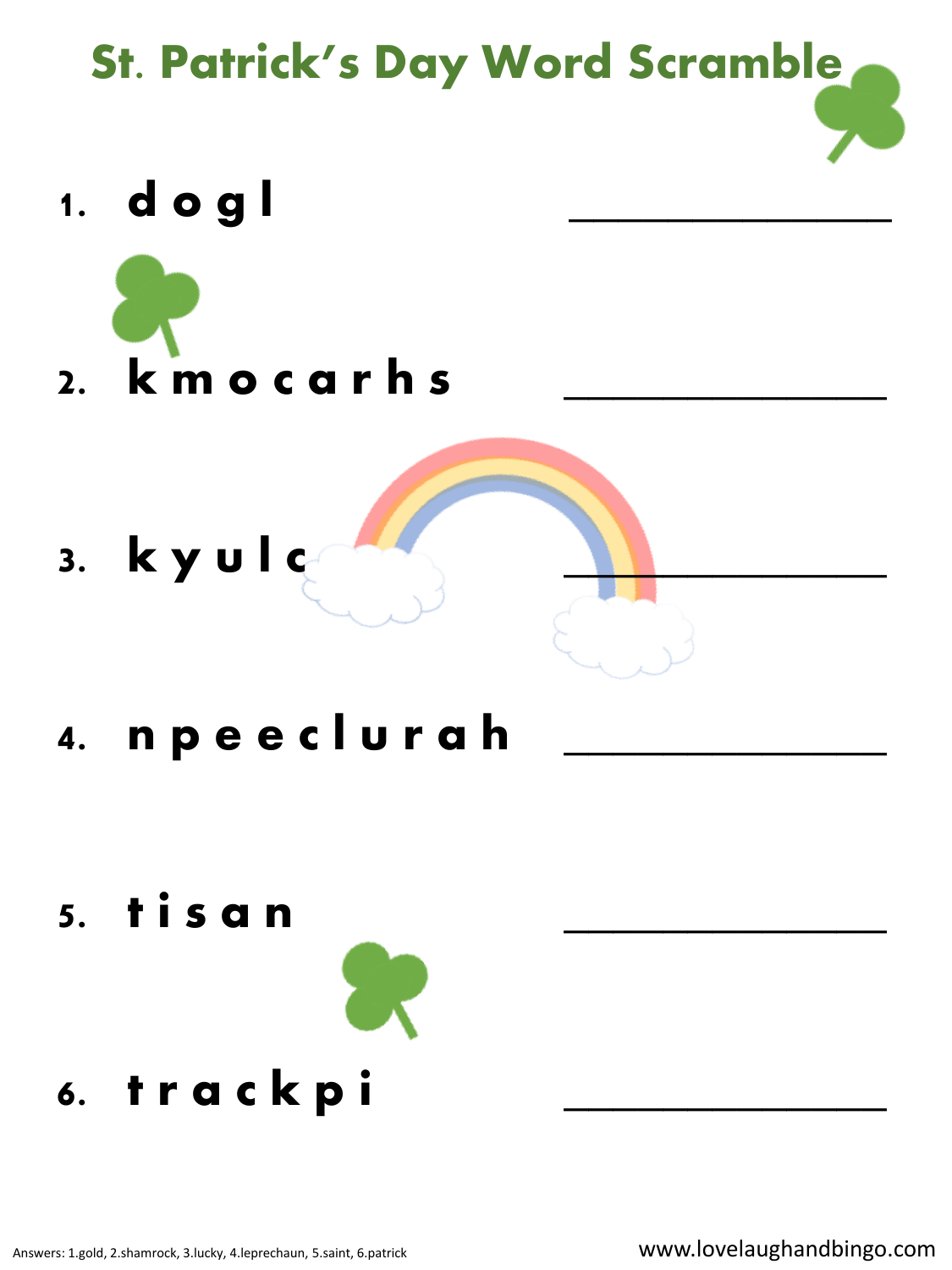# St. Patrick's Day Word Scramble

1. d o g l ______________

2. k m o c a r h s ______________

3. k y u l c ______________

4. n p e e c l u r a h ______________

5. t i s a n ______________

6. t r a c k p i ______________

Answers: 1.gold, 2.shamrock, 3.lucky, 4.leprechaun, 5.saint, 6.patrick

www.lovelaughandbingo.com